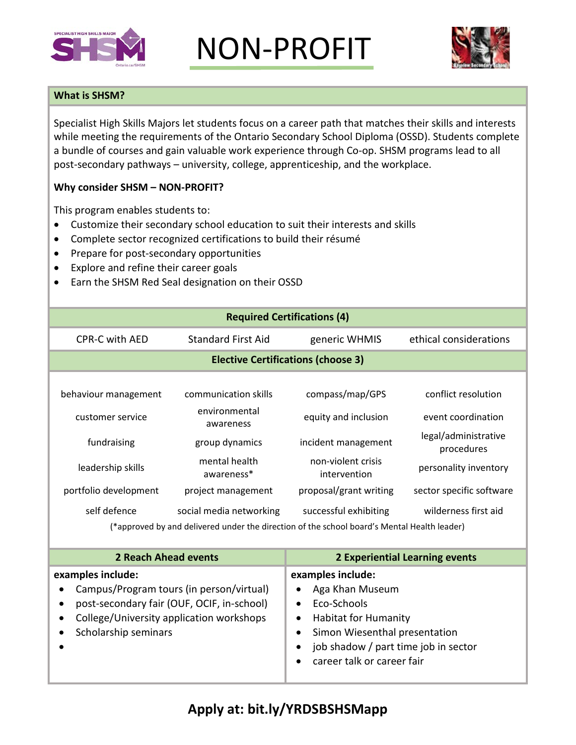# NON-PROFIT

## What is SHSM?

Specialist High Skills Majors let students focus on a career path that matches their skills and interests while meeting the requirements of the Ontario Secondary School Diploma (OSSD). Students complete a bundle of courses and gain valuable work experience through Co-op. SHSM programs lead to all post-secondary pathways – university, college, apprenticeship, and the workplace.

**Why consider SHSM – NON-PROFIT?**

This program enables students to:

- Customize their secondary school education to suit their interests and skills
- Complete sector recognized certifications to build their résumé
- Prepare for post-secondary opportunities
- Explore and refine their career goals
- Earn the SHSM Red Seal designation on their OSSD

| **Required Certifications (4)** | | | |
|---|---|---|---|
| CPR-C with AED | Standard First Aid | generic WHMIS | ethical considerations |

| **Elective Certifications (choose 3)** | | | |
|---|---|---|---|
| behaviour management | communication skills | compass/map/GPS | conflict resolution |
| customer service | environmental awareness | equity and inclusion | event coordination |
| fundraising | group dynamics | incident management | legal/administrative procedures |
| leadership skills | mental health awareness* | non-violent crisis intervention | personality inventory |
| portfolio development | project management | proposal/grant writing | sector specific software |
| self defence | social media networking | successful exhibiting | wilderness first aid |

(*approved by and delivered under the direction of the school board's Mental Health leader)

| **2 Reach Ahead events** | **2 Experiential Learning events** |
|---|---|
| **examples include:**<br>• Campus/Program tours (in person/virtual)<br>• post-secondary fair (OUF, OCIF, in-school)<br>• College/University application workshops<br>• Scholarship seminars<br>• | **examples include:**<br>• Aga Khan Museum<br>• Eco-Schools<br>• Habitat for Humanity<br>• Simon Wiesenthal presentation<br>• job shadow / part time job in sector<br>• career talk or career fair |

**Apply at: bit.ly/YRDSBSHSMapp**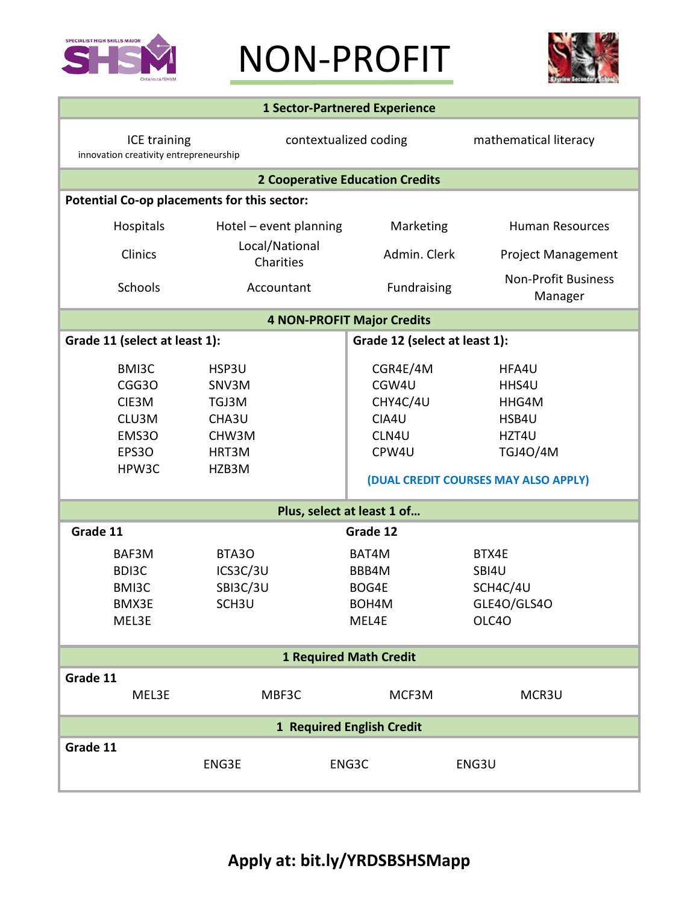# NON-PROFIT

## 1 Sector-Partnered Experience

| | | |
|---|---|---|
| ICE training<br>innovation creativity entrepreneurship | contextualized coding | mathematical literacy |

## 2 Cooperative Education Credits

**Potential Co-op placements for this sector:**

| | | | |
|---|---|---|---|
| Hospitals | Hotel – event planning | Marketing | Human Resources |
| Clinics | Local/National Charities | Admin. Clerk | Project Management |
| Schools | Accountant | Fundraising | Non-Profit Business Manager |

## 4 NON-PROFIT Major Credits

| Grade 11 (select at least 1): | | Grade 12 (select at least 1): | |
|---|---|---|---|
| BMI3C | HSP3U | CGR4E/4M | HFA4U |
| CGG3O | SNV3M | CGW4U | HHS4U |
| CIE3M | TGJ3M | CHY4C/4U | HHG4M |
| CLU3M | CHA3U | CIA4U | HSB4U |
| EMS3O | CHW3M | CLN4U | HZT4U |
| EPS3O | HRT3M | CPW4U | TGJ4O/4M |
| HPW3C | HZB3M | | |

**(DUAL CREDIT COURSES MAY ALSO APPLY)**

## Plus, select at least 1 of…

| Grade 11 | | Grade 12 | |
|---|---|---|---|
| BAF3M | BTA3O | BAT4M | BTX4E |
| BDI3C | ICS3C/3U | BBB4M | SBI4U |
| BMI3C | SBI3C/3U | BOG4E | SCH4C/4U |
| BMX3E | SCH3U | BOH4M | GLE4O/GLS4O |
| MEL3E | | MEL4E | OLC4O |

## 1 Required Math Credit

**Grade 11**

| | | | |
|---|---|---|---|
| MEL3E | MBF3C | MCF3M | MCR3U |

## 1 Required English Credit

**Grade 11**

| | | |
|---|---|---|
| ENG3E | ENG3C | ENG3U |

**Apply at: bit.ly/YRDSBSHSMapp**